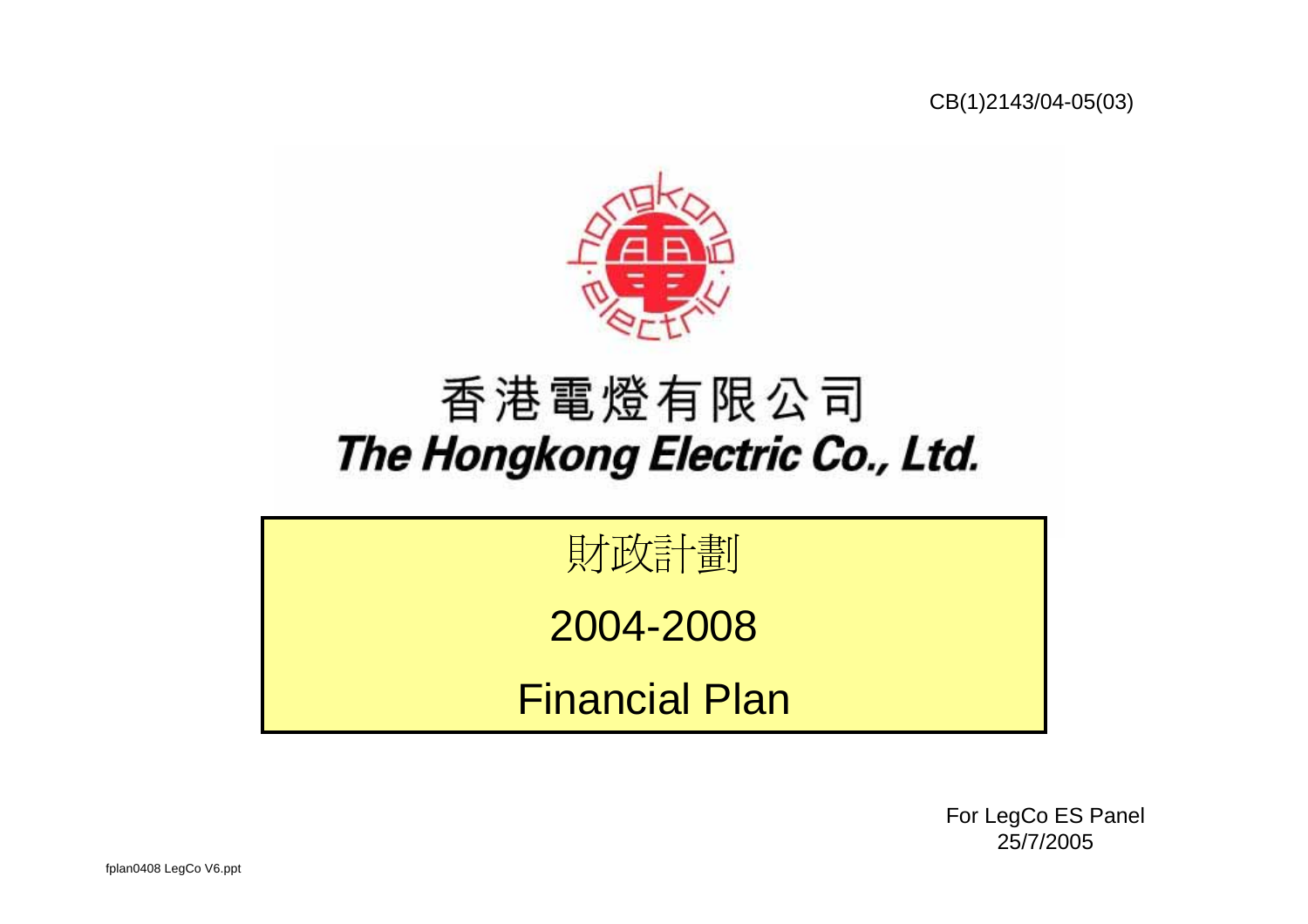CB(1)2143/04-05(03)

香港電燈有限公司

***The Hongkong Electric Co., Ltd.***

# 財政計劃

# 2004-2008

# Financial Plan

For LegCo ES Panel
25/7/2005

fplan0408 LegCo V6.ppt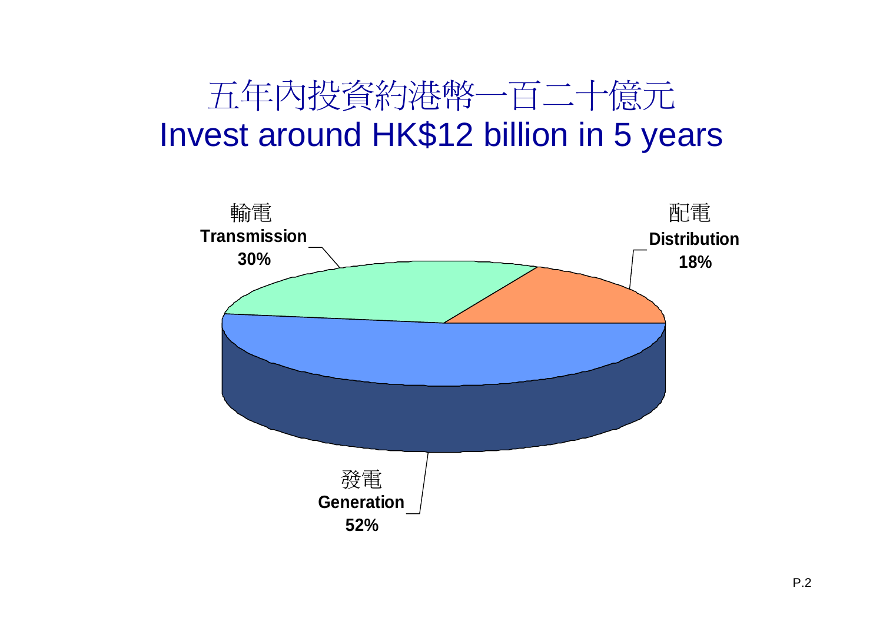# 五年內投資約港幣一百二十億元
# Invest around HK$12 billion in 5 years

輸電
**Transmission**
**30%**

配電
**Distribution**
**18%**

發電
**Generation**
**52%**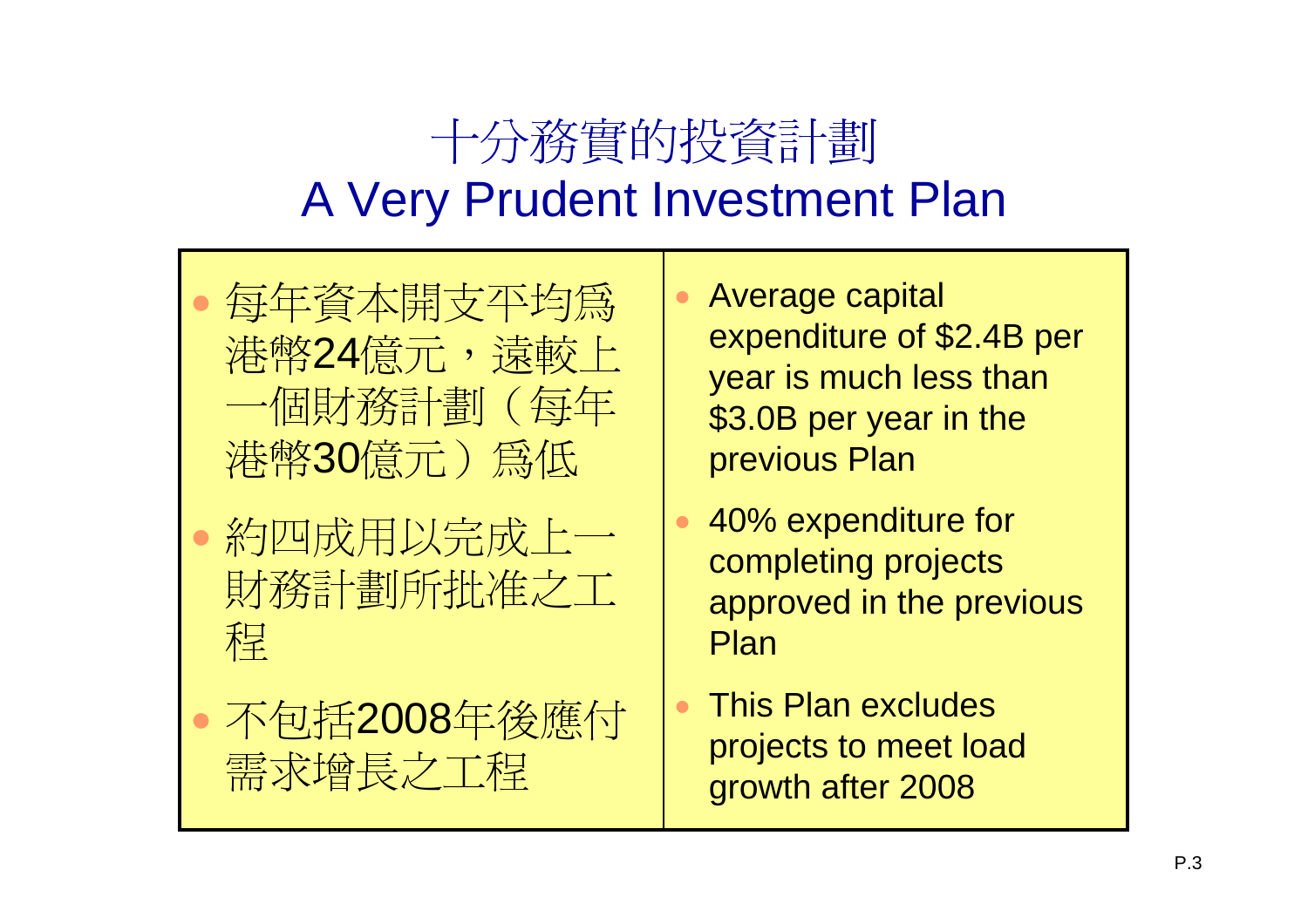# 十分務實的投資計劃
# A Very Prudent Investment Plan

| | |
|---|---|
| • 每年資本開支平均爲港幣24億元，遠較上一個財務計劃（每年港幣30億元）爲低 | • Average capital expenditure of $2.4B per year is much less than $3.0B per year in the previous Plan |
| • 約四成用以完成上一財務計劃所批准之工程 | • 40% expenditure for completing projects approved in the previous Plan |
| • 不包括2008年後應付需求增長之工程 | • This Plan excludes projects to meet load growth after 2008 |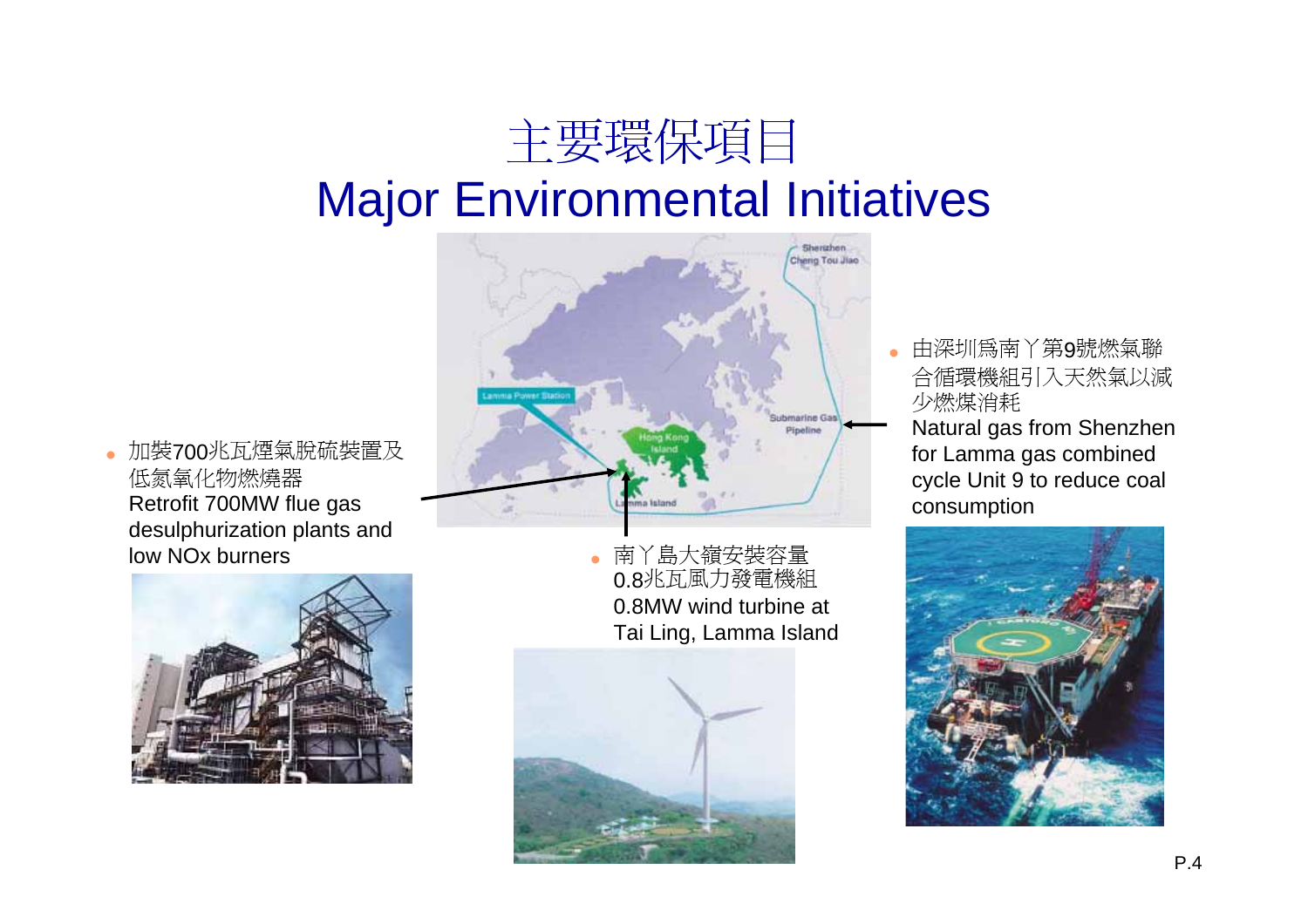# 主要環保項目
# Major Environmental Initiatives

- 加裝700兆瓦煙氣脫硫裝置及低氮氧化物燃燒器
  Retrofit 700MW flue gas desulphurization plants and low NOx burners

- 南丫島大嶺安裝容量0.8兆瓦風力發電機組
  0.8MW wind turbine at Tai Ling, Lamma Island

- 由深圳爲南丫第9號燃氣聯合循環機組引入天然氣以減少燃煤消耗
  Natural gas from Shenzhen for Lamma gas combined cycle Unit 9 to reduce coal consumption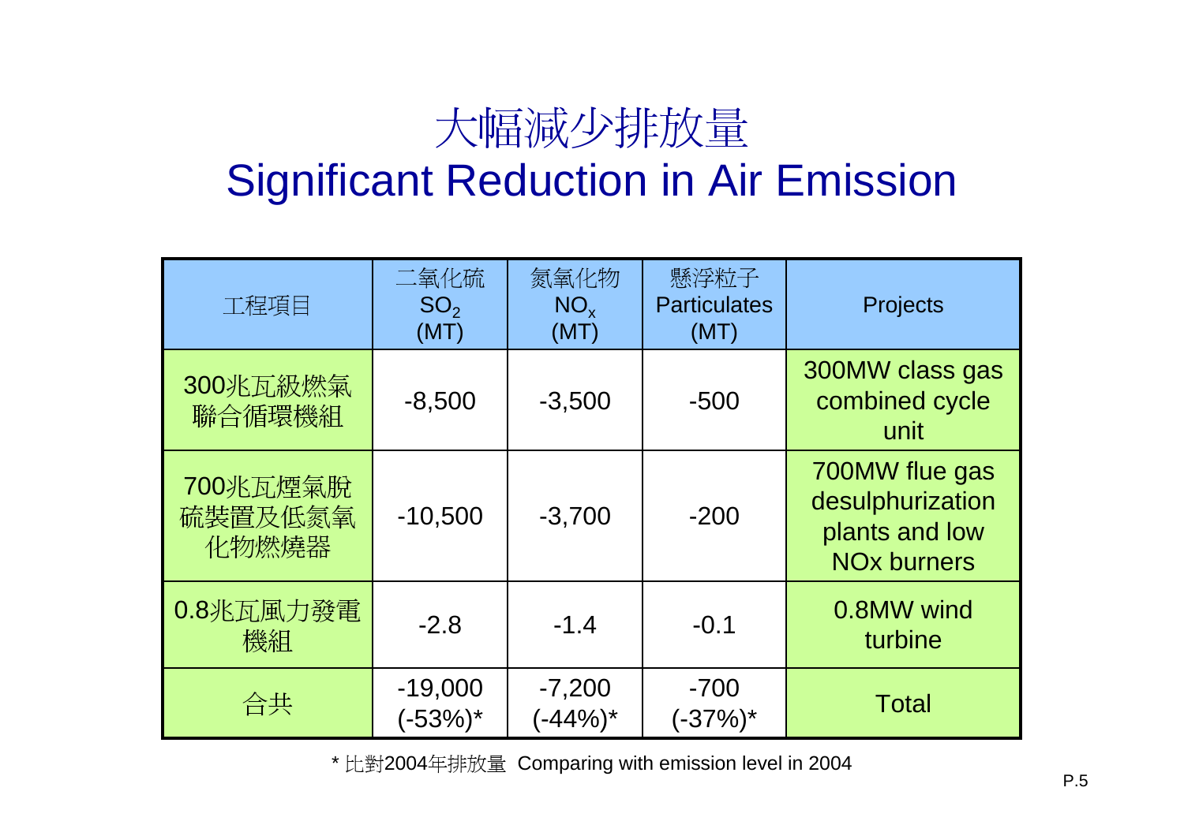# 大幅減少排放量
# Significant Reduction in Air Emission

| 工程項目 | 二氧化硫 $SO_2$ (MT) | 氮氧化物 $NO_x$ (MT) | 懸浮粒子 Particulates (MT) | Projects |
|---|---|---|---|---|
| 300兆瓦級燃氣聯合循環機組 | -8,500 | -3,500 | -500 | 300MW class gas combined cycle unit |
| 700兆瓦煙氣脫硫裝置及低氮氧化物燃燒器 | -10,500 | -3,700 | -200 | 700MW flue gas desulphurization plants and low NOx burners |
| 0.8兆瓦風力發電機組 | -2.8 | -1.4 | -0.1 | 0.8MW wind turbine |
| 合共 | -19,000 (-53%)* | -7,200 (-44%)* | -700 (-37%)* | Total |

* 比對2004年排放量 Comparing with emission level in 2004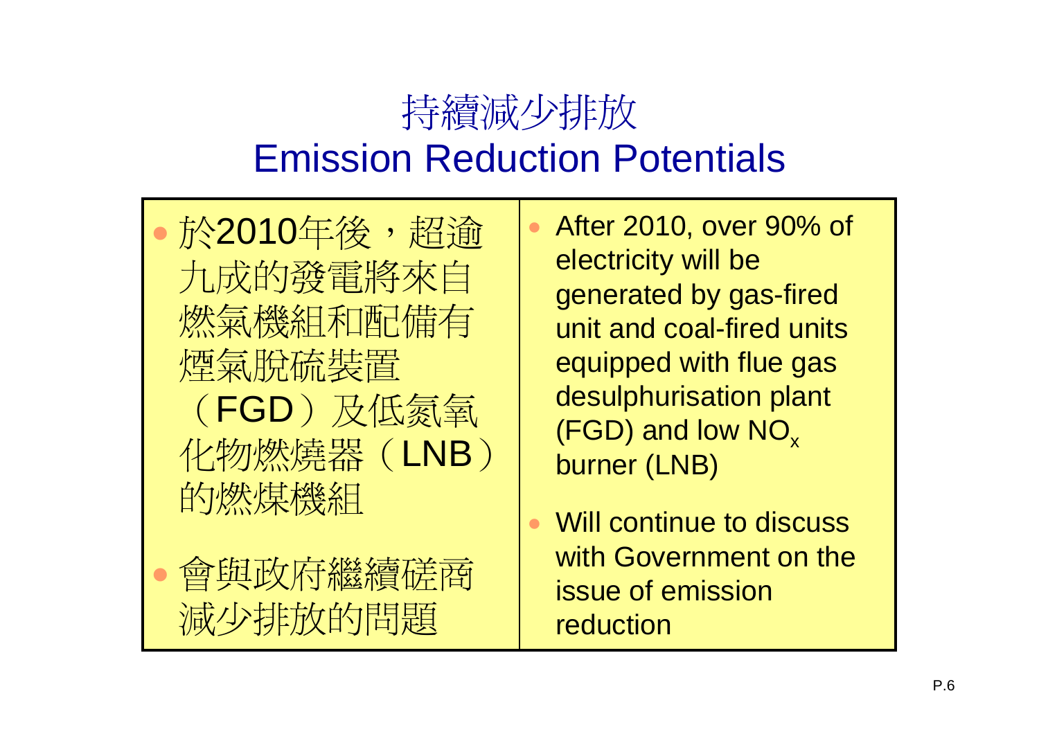# 持續減少排放
# Emission Reduction Potentials

| | |
|---|---|
| • 於2010年後，超逾九成的發電將來自燃氣機組和配備有煙氣脫硫裝置（FGD）及低氮氧化物燃燒器（LNB）的燃煤機組<br><br>• 會與政府繼續磋商減少排放的問題 | • After 2010, over 90% of electricity will be generated by gas-fired unit and coal-fired units equipped with flue gas desulphurisation plant (FGD) and low $NO_x$ burner (LNB)<br><br>• Will continue to discuss with Government on the issue of emission reduction |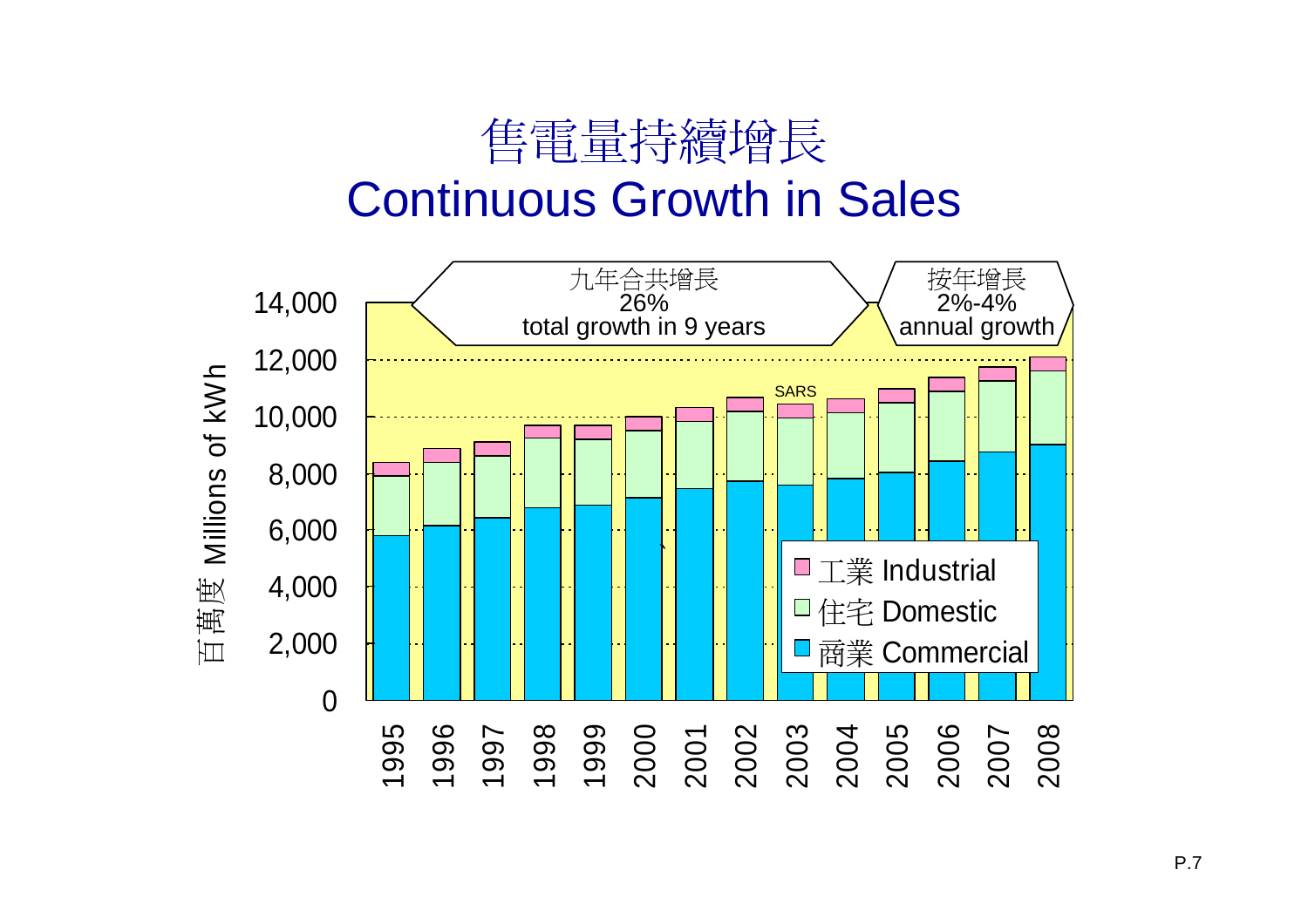# 售電量持續增長
# Continuous Growth in Sales

九年合共增長
26%
total growth in 9 years

按年增長
2%-4%
annual growth

百萬度 Millions of kWh

14,000
12,000
10,000
8,000
6,000
4,000
2,000
0

SARS

工業 Industrial
住宅 Domestic
商業 Commercial

1995 1996 1997 1998 1999 2000 2001 2002 2003 2004 2005 2006 2007 2008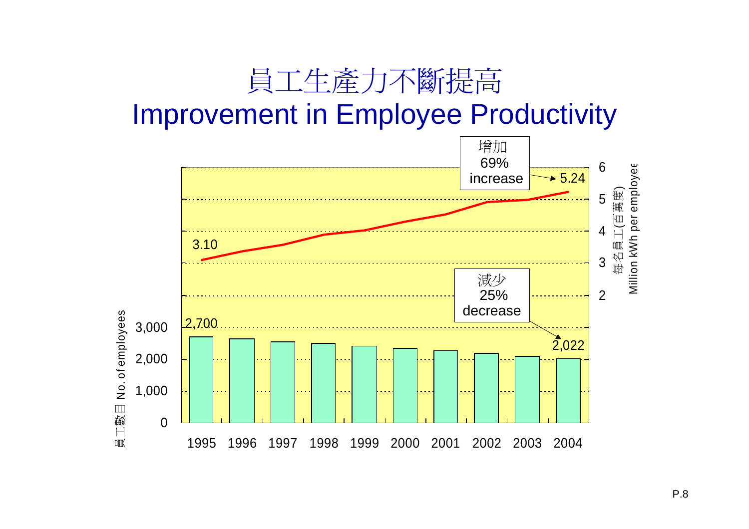# 員工生產力不斷提高
# Improvement in Employee Productivity

增加
69%
increase

5.24

3.10

減少
25%
decrease

2,700

2,022

員工數目 No. of employees

每名員工(百萬度)
Million kWh per employee

| Year | 1995 | 1996 | 1997 | 1998 | 1999 | 2000 | 2001 | 2002 | 2003 | 2004 |
|---|---|---|---|---|---|---|---|---|---|---|
| No. of employees | 2,700 | | | | | | | | | 2,022 |
| Million kWh per employee | 3.10 | | | | | | | | | 5.24 |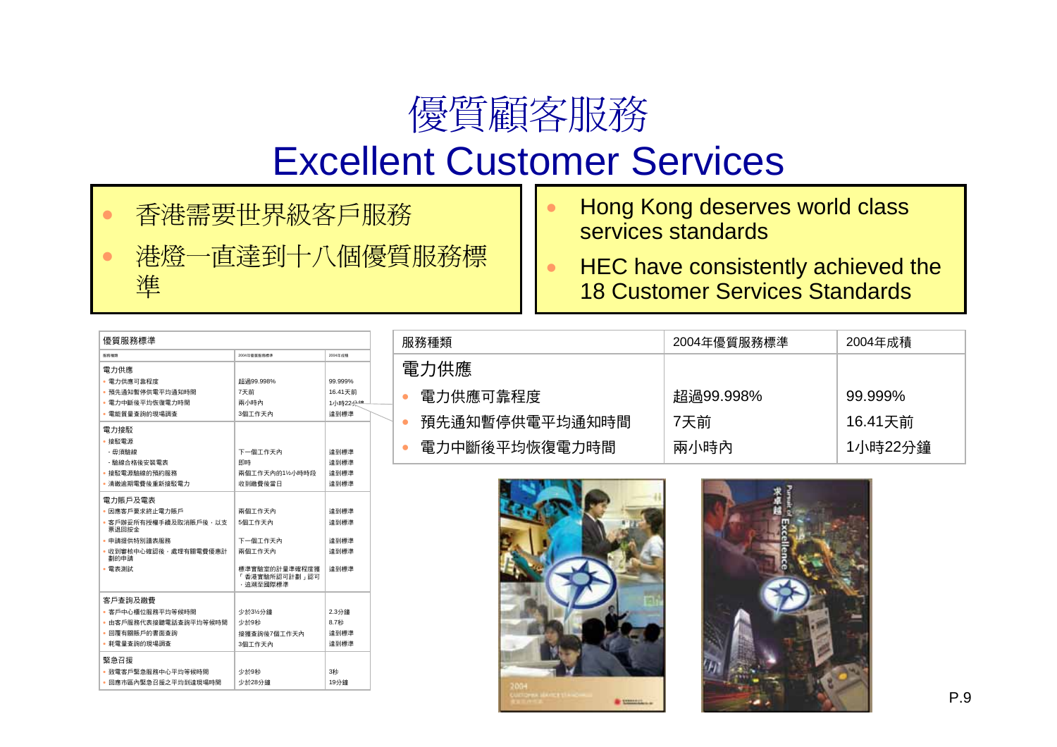# 優質顧客服務

# Excellent Customer Services

- 香港需要世界級客戶服務
- 港燈一直達到十八個優質服務標準

- Hong Kong deserves world class services standards
- HEC have consistently achieved the 18 Customer Services Standards

**優質服務標準**

| 服務種類 | 2004年優質服務標準 | 2004年成績 |
|---|---|---|
| **電力供應** | | |
| • 電力供應可靠程度 | 超過99.998% | 99.999% |
| • 預先通知暫停供電平均通知時間 | 7天前 | 16.41天前 |
| • 電力中斷後平均恢復電力時間 | 兩小時內 | 1小時22分鐘 |
| • 電能質量查詢的現場調查 | 3個工作天內 | 達到標準 |
| **電力接駁** | | |
| • 接駁電源 | | |
| - 毋須驗線 | 下一個工作天內 | 達到標準 |
| - 驗線合格後安裝電表 | 即時 | 達到標準 |
| • 接駁電源驗線的預約服務 | 兩個工作天內的1½小時時段 | 達到標準 |
| • 清繳逾期電費後重新接駁電力 | 收到繳費後當日 | 達到標準 |
| **電力賬戶及電表** | | |
| • 因應客戶要求終止電力賬戶 | 兩個工作天內 | 達到標準 |
| • 客戶辦妥所有授權手續及取消賬戶後，以支票退回按金 | 5個工作天內 | 達到標準 |
| • 申請提供特別讀表服務 | 下一個工作天內 | 達到標準 |
| • 收到審核中心確認後，處理有關電費優惠計劃的申請 | 兩個工作天內 | 達到標準 |
| • 電表測試 | 標準實驗室的計量準確程度獲「香港實驗所認可計劃」認可，追溯至國際標準 | 達到標準 |
| **客戶查詢及繳費** | | |
| • 客戶中心櫃位服務平均等候時間 | 少於3½分鐘 | 2.3分鐘 |
| • 由客戶服務代表接聽電話查詢平均等候時間 | 少於9秒 | 8.7秒 |
| • 回覆有關賬戶的書面查詢 | 接獲查詢後7個工作天內 | 達到標準 |
| • 耗電量查詢的現場調查 | 3個工作天內 | 達到標準 |
| **緊急召援** | | |
| • 致電客戶緊急服務中心平均等候時間 | 少於9秒 | 3秒 |
| • 回應市區內緊急召援之平均到達現場時間 | 少於28分鐘 | 19分鐘 |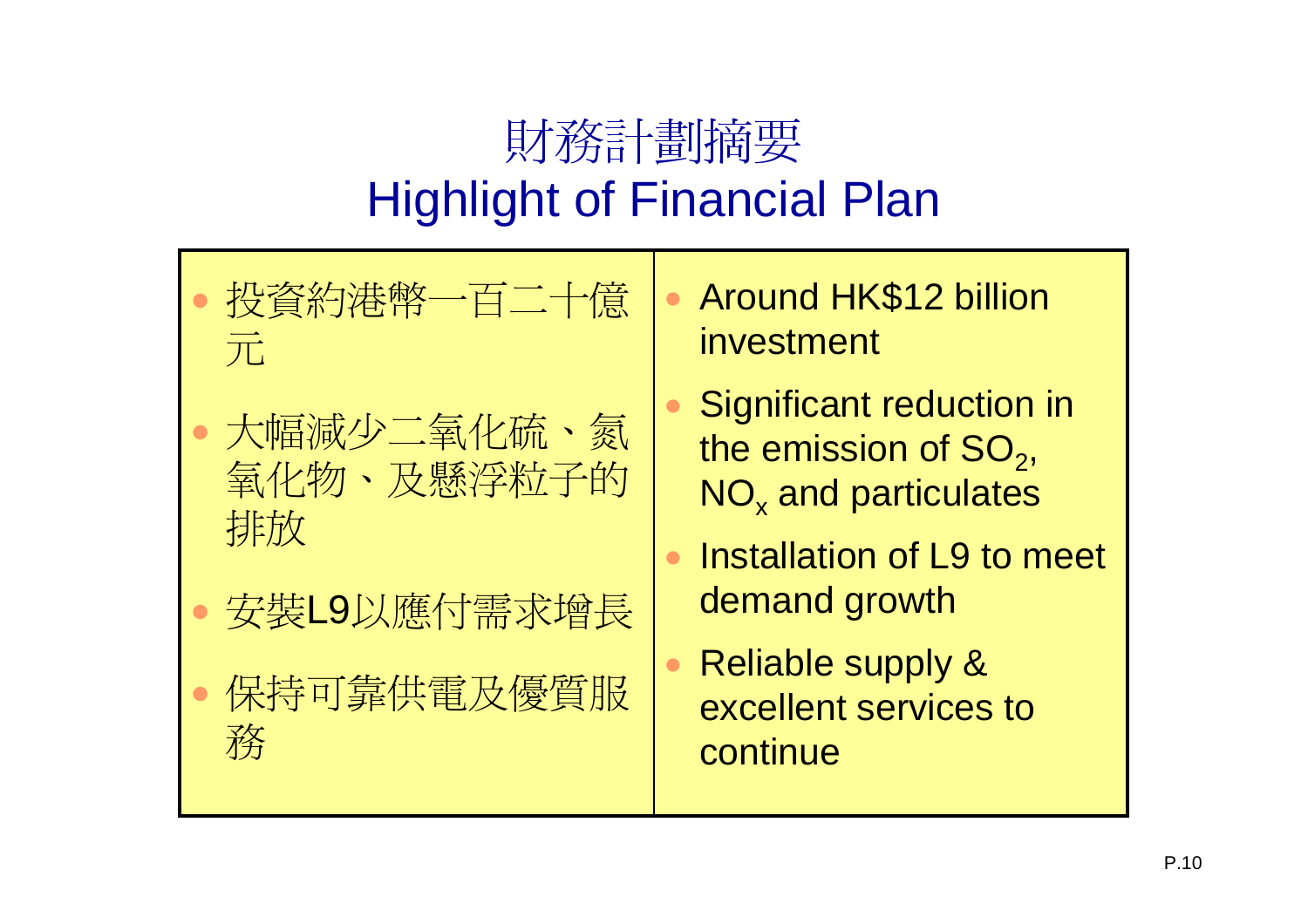# 財務計劃摘要
# Highlight of Financial Plan

| | |
|---|---|
| • 投資約港幣一百二十億元<br>• 大幅減少二氧化硫、氮氧化物、及懸浮粒子的排放<br>• 安裝L9以應付需求增長<br>• 保持可靠供電及優質服務 | • Around HK$12 billion investment<br>• Significant reduction in the emission of $SO_2$, $NO_x$ and particulates<br>• Installation of L9 to meet demand growth<br>• Reliable supply & excellent services to continue |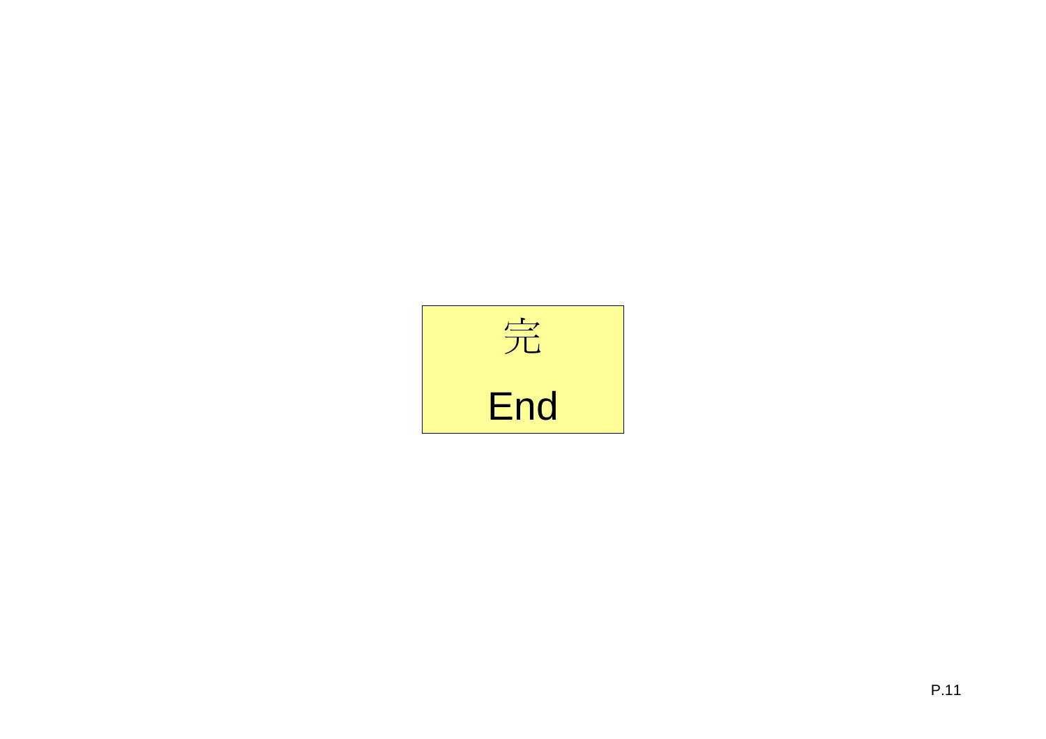完

End